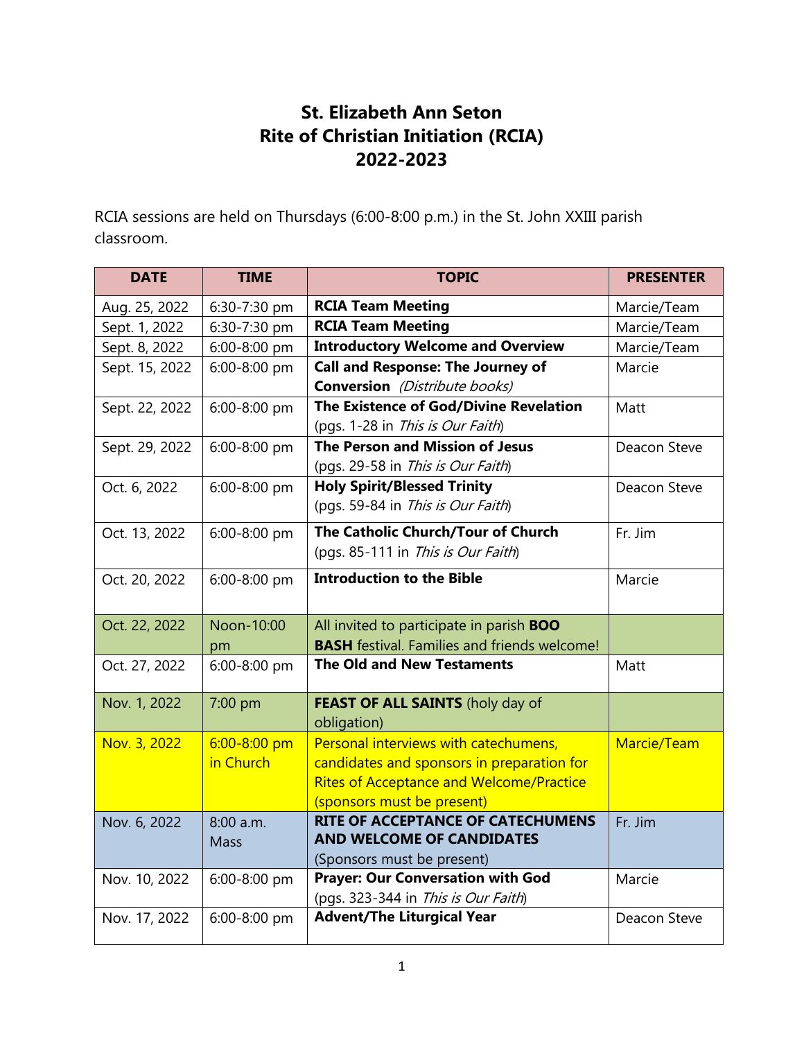# St. Elizabeth Ann Seton
# Rite of Christian Initiation (RCIA)
# 2022-2023

RCIA sessions are held on Thursdays (6:00-8:00 p.m.) in the St. John XXIII parish classroom.

| DATE | TIME | TOPIC | PRESENTER |
|---|---|---|---|
| Aug. 25, 2022 | 6:30-7:30 pm | **RCIA Team Meeting** | Marcie/Team |
| Sept. 1, 2022 | 6:30-7:30 pm | **RCIA Team Meeting** | Marcie/Team |
| Sept. 8, 2022 | 6:00-8:00 pm | **Introductory Welcome and Overview** | Marcie/Team |
| Sept. 15, 2022 | 6:00-8:00 pm | **Call and Response: The Journey of Conversion** *(Distribute books)* | Marcie |
| Sept. 22, 2022 | 6:00-8:00 pm | **The Existence of God/Divine Revelation** (pgs. 1-28 in *This is Our Faith*) | Matt |
| Sept. 29, 2022 | 6:00-8:00 pm | **The Person and Mission of Jesus** (pgs. 29-58 in *This is Our Faith*) | Deacon Steve |
| Oct. 6, 2022 | 6:00-8:00 pm | **Holy Spirit/Blessed Trinity** (pgs. 59-84 in *This is Our Faith*) | Deacon Steve |
| Oct. 13, 2022 | 6:00-8:00 pm | **The Catholic Church/Tour of Church** (pgs. 85-111 in *This is Our Faith*) | Fr. Jim |
| Oct. 20, 2022 | 6:00-8:00 pm | **Introduction to the Bible** | Marcie |
| Oct. 22, 2022 | Noon-10:00 pm | All invited to participate in parish **BOO BASH** festival. Families and friends welcome! | |
| Oct. 27, 2022 | 6:00-8:00 pm | **The Old and New Testaments** | Matt |
| Nov. 1, 2022 | 7:00 pm | **FEAST OF ALL SAINTS** (holy day of obligation) | |
| Nov. 3, 2022 | 6:00-8:00 pm in Church | Personal interviews with catechumens, candidates and sponsors in preparation for Rites of Acceptance and Welcome/Practice (sponsors must be present) | Marcie/Team |
| Nov. 6, 2022 | 8:00 a.m. Mass | **RITE OF ACCEPTANCE OF CATECHUMENS AND WELCOME OF CANDIDATES** (Sponsors must be present) | Fr. Jim |
| Nov. 10, 2022 | 6:00-8:00 pm | **Prayer: Our Conversation with God** (pgs. 323-344 in *This is Our Faith*) | Marcie |
| Nov. 17, 2022 | 6:00-8:00 pm | **Advent/The Liturgical Year** | Deacon Steve |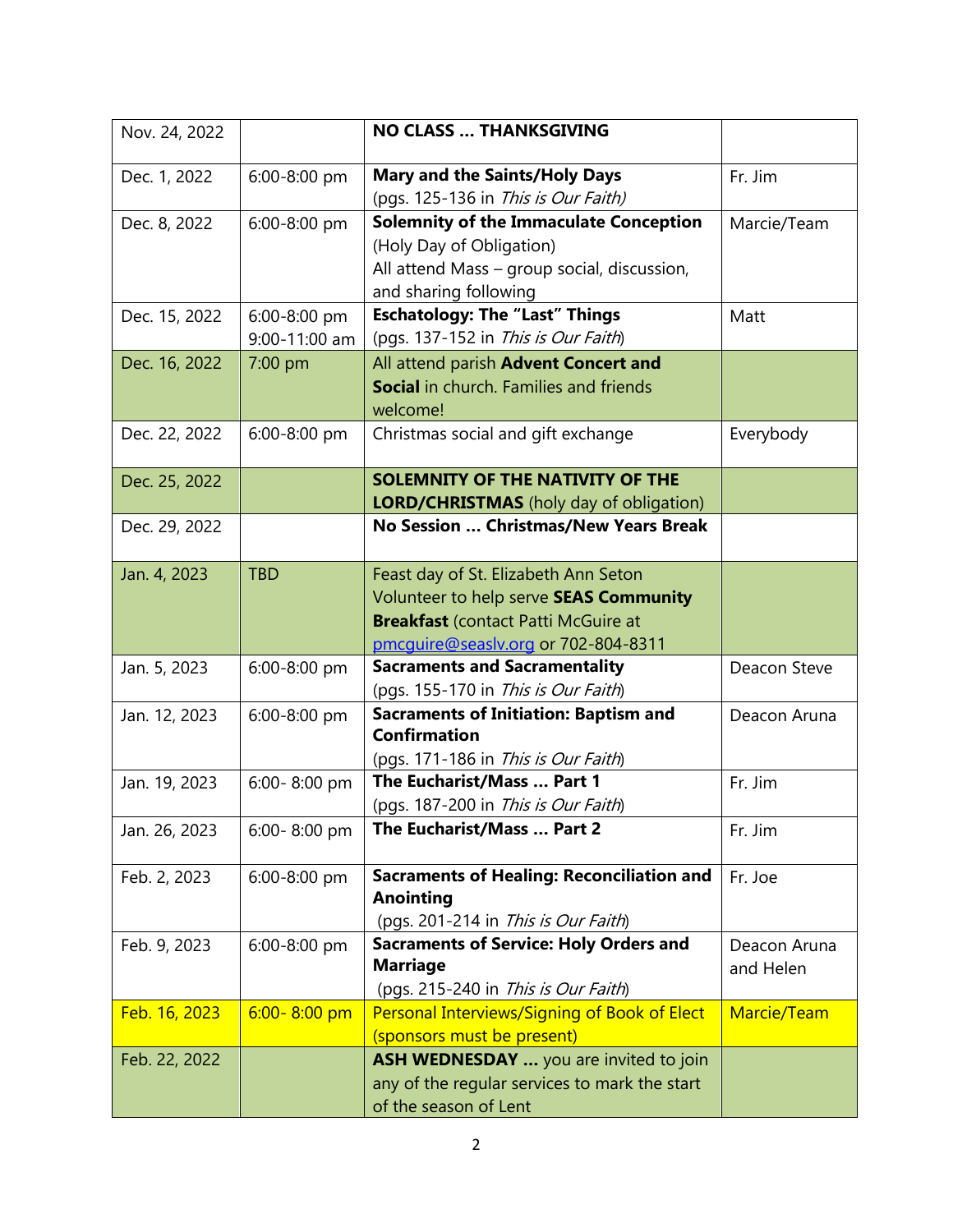| | | | |
|---|---|---|---|
| Nov. 24, 2022 | | **NO CLASS … THANKSGIVING** | |
| Dec. 1, 2022 | 6:00-8:00 pm | **Mary and the Saints/Holy Days**<br>(pgs. 125-136 in *This is Our Faith)* | Fr. Jim |
| Dec. 8, 2022 | 6:00-8:00 pm | **Solemnity of the Immaculate Conception**<br>(Holy Day of Obligation)<br>All attend Mass – group social, discussion, and sharing following | Marcie/Team |
| Dec. 15, 2022 | 6:00-8:00 pm<br>9:00-11:00 am | **Eschatology: The "Last" Things**<br>(pgs. 137-152 in *This is Our Faith*) | Matt |
| Dec. 16, 2022 | 7:00 pm | All attend parish **Advent Concert and Social** in church. Families and friends welcome! | |
| Dec. 22, 2022 | 6:00-8:00 pm | Christmas social and gift exchange | Everybody |
| Dec. 25, 2022 | | **SOLEMNITY OF THE NATIVITY OF THE LORD/CHRISTMAS** (holy day of obligation) | |
| Dec. 29, 2022 | | **No Session … Christmas/New Years Break** | |
| Jan. 4, 2023 | TBD | Feast day of St. Elizabeth Ann Seton<br>Volunteer to help serve **SEAS Community Breakfast** (contact Patti McGuire at pmcguire@seaslv.org or 702-804-8311 | |
| Jan. 5, 2023 | 6:00-8:00 pm | **Sacraments and Sacramentality**<br>(pgs. 155-170 in *This is Our Faith*) | Deacon Steve |
| Jan. 12, 2023 | 6:00-8:00 pm | **Sacraments of Initiation: Baptism and Confirmation**<br>(pgs. 171-186 in *This is Our Faith*) | Deacon Aruna |
| Jan. 19, 2023 | 6:00- 8:00 pm | **The Eucharist/Mass … Part 1**<br>(pgs. 187-200 in *This is Our Faith*) | Fr. Jim |
| Jan. 26, 2023 | 6:00- 8:00 pm | **The Eucharist/Mass … Part 2** | Fr. Jim |
| Feb. 2, 2023 | 6:00-8:00 pm | **Sacraments of Healing: Reconciliation and Anointing**<br>(pgs. 201-214 in *This is Our Faith*) | Fr. Joe |
| Feb. 9, 2023 | 6:00-8:00 pm | **Sacraments of Service: Holy Orders and Marriage**<br>(pgs. 215-240 in *This is Our Faith*) | Deacon Aruna and Helen |
| Feb. 16, 2023 | 6:00- 8:00 pm | Personal Interviews/Signing of Book of Elect (sponsors must be present) | Marcie/Team |
| Feb. 22, 2022 | | **ASH WEDNESDAY …** you are invited to join any of the regular services to mark the start of the season of Lent | |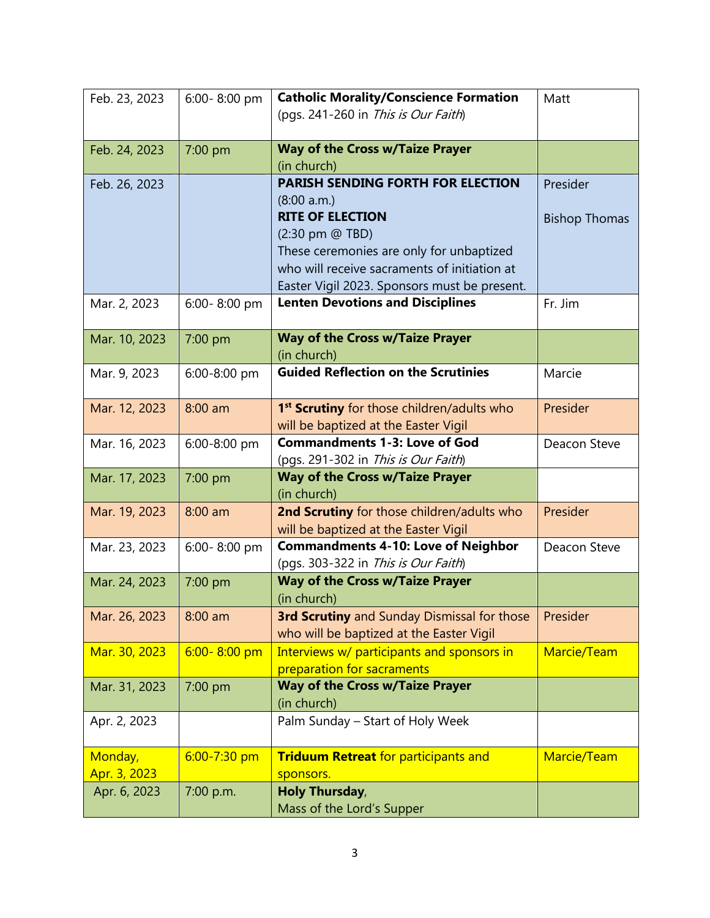| Feb. 23, 2023 | 6:00- 8:00 pm | **Catholic Morality/Conscience Formation** (pgs. 241-260 in *This is Our Faith*) | Matt |
|---|---|---|---|
| Feb. 24, 2023 | 7:00 pm | **Way of the Cross w/Taize Prayer** (in church) | |
| Feb. 26, 2023 | | **PARISH SENDING FORTH FOR ELECTION** (8:00 a.m.) **RITE OF ELECTION** (2:30 pm @ TBD) These ceremonies are only for unbaptized who will receive sacraments of initiation at Easter Vigil 2023. Sponsors must be present. | Presider Bishop Thomas |
| Mar. 2, 2023 | 6:00- 8:00 pm | **Lenten Devotions and Disciplines** | Fr. Jim |
| Mar. 10, 2023 | 7:00 pm | **Way of the Cross w/Taize Prayer** (in church) | |
| Mar. 9, 2023 | 6:00-8:00 pm | **Guided Reflection on the Scrutinies** | Marcie |
| Mar. 12, 2023 | 8:00 am | **1st Scrutiny** for those children/adults who will be baptized at the Easter Vigil | Presider |
| Mar. 16, 2023 | 6:00-8:00 pm | **Commandments 1-3: Love of God** (pgs. 291-302 in *This is Our Faith*) | Deacon Steve |
| Mar. 17, 2023 | 7:00 pm | **Way of the Cross w/Taize Prayer** (in church) | |
| Mar. 19, 2023 | 8:00 am | **2nd Scrutiny** for those children/adults who will be baptized at the Easter Vigil | Presider |
| Mar. 23, 2023 | 6:00- 8:00 pm | **Commandments 4-10: Love of Neighbor** (pgs. 303-322 in *This is Our Faith*) | Deacon Steve |
| Mar. 24, 2023 | 7:00 pm | **Way of the Cross w/Taize Prayer** (in church) | |
| Mar. 26, 2023 | 8:00 am | **3rd Scrutiny** and Sunday Dismissal for those who will be baptized at the Easter Vigil | Presider |
| Mar. 30, 2023 | 6:00- 8:00 pm | Interviews w/ participants and sponsors in preparation for sacraments | Marcie/Team |
| Mar. 31, 2023 | 7:00 pm | **Way of the Cross w/Taize Prayer** (in church) | |
| Apr. 2, 2023 | | Palm Sunday – Start of Holy Week | |
| Monday, Apr. 3, 2023 | 6:00-7:30 pm | **Triduum Retreat** for participants and sponsors. | Marcie/Team |
| Apr. 6, 2023 | 7:00 p.m. | **Holy Thursday**, Mass of the Lord's Supper | |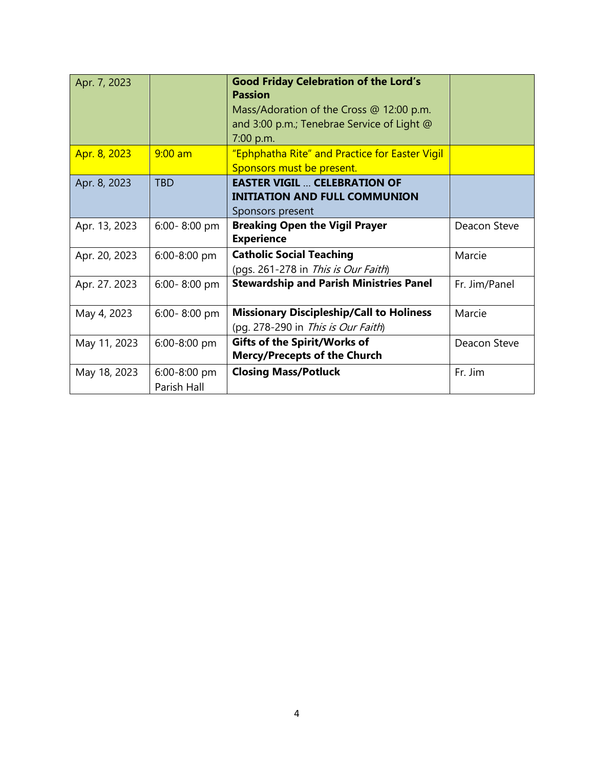| | | | |
|---|---|---|---|
| Apr. 7, 2023 | | **Good Friday Celebration of the Lord's Passion**<br>Mass/Adoration of the Cross @ 12:00 p.m. and 3:00 p.m.; Tenebrae Service of Light @ 7:00 p.m. | |
| Apr. 8, 2023 | 9:00 am | "Ephphatha Rite" and Practice for Easter Vigil<br>Sponsors must be present. | |
| Apr. 8, 2023 | TBD | **EASTER VIGIL … CELEBRATION OF INITIATION AND FULL COMMUNION**<br>Sponsors present | |
| Apr. 13, 2023 | 6:00- 8:00 pm | **Breaking Open the Vigil Prayer Experience** | Deacon Steve |
| Apr. 20, 2023 | 6:00-8:00 pm | **Catholic Social Teaching**<br>(pgs. 261-278 in *This is Our Faith*) | Marcie |
| Apr. 27. 2023 | 6:00- 8:00 pm | **Stewardship and Parish Ministries Panel** | Fr. Jim/Panel |
| May 4, 2023 | 6:00- 8:00 pm | **Missionary Discipleship/Call to Holiness**<br>(pg. 278-290 in *This is Our Faith*) | Marcie |
| May 11, 2023 | 6:00-8:00 pm | **Gifts of the Spirit/Works of Mercy/Precepts of the Church** | Deacon Steve |
| May 18, 2023 | 6:00-8:00 pm<br>Parish Hall | **Closing Mass/Potluck** | Fr. Jim |